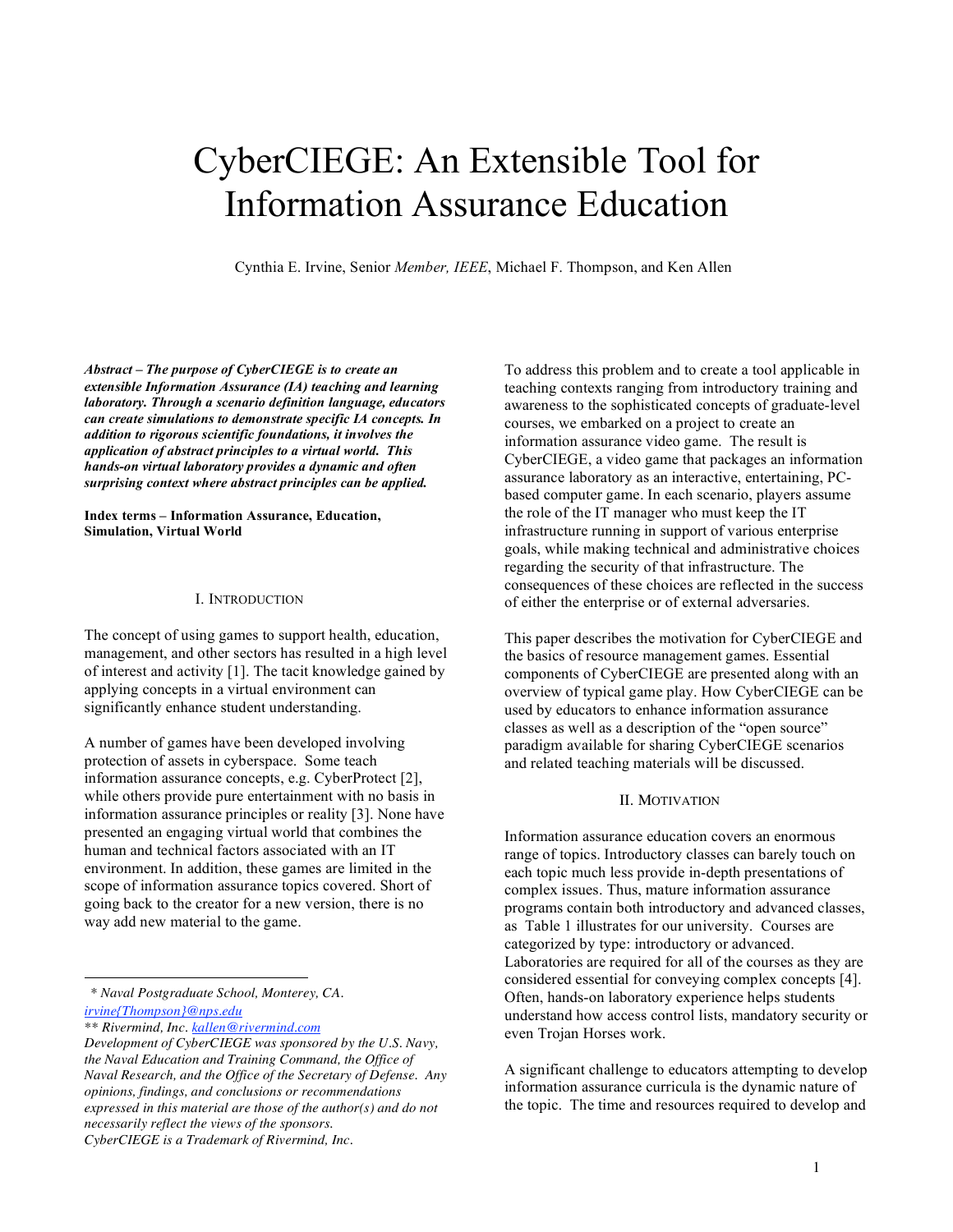# CyberCIEGE: An Extensible Tool for Information Assurance Education

Cynthia E. Irvine, Senior *Member, IEEE*, Michael F. Thompson, and Ken Allen

***Abstract – The purpose of CyberCIEGE is to create an extensible Information Assurance (IA) teaching and learning laboratory. Through a scenario definition language, educators can create simulations to demonstrate specific IA concepts. In addition to rigorous scientific foundations, it involves the application of abstract principles to a virtual world. This hands-on virtual laboratory provides a dynamic and often surprising context where abstract principles can be applied.***

**Index terms – Information Assurance, Education, Simulation, Virtual World**

## I. Introduction

The concept of using games to support health, education, management, and other sectors has resulted in a high level of interest and activity [1]. The tacit knowledge gained by applying concepts in a virtual environment can significantly enhance student understanding.

A number of games have been developed involving protection of assets in cyberspace. Some teach information assurance concepts, e.g. CyberProtect [2], while others provide pure entertainment with no basis in information assurance principles or reality [3]. None have presented an engaging virtual world that combines the human and technical factors associated with an IT environment. In addition, these games are limited in the scope of information assurance topics covered. Short of going back to the creator for a new version, there is no way add new material to the game.

To address this problem and to create a tool applicable in teaching contexts ranging from introductory training and awareness to the sophisticated concepts of graduate-level courses, we embarked on a project to create an information assurance video game. The result is CyberCIEGE, a video game that packages an information assurance laboratory as an interactive, entertaining, PC-based computer game. In each scenario, players assume the role of the IT manager who must keep the IT infrastructure running in support of various enterprise goals, while making technical and administrative choices regarding the security of that infrastructure. The consequences of these choices are reflected in the success of either the enterprise or of external adversaries.

This paper describes the motivation for CyberCIEGE and the basics of resource management games. Essential components of CyberCIEGE are presented along with an overview of typical game play. How CyberCIEGE can be used by educators to enhance information assurance classes as well as a description of the "open source" paradigm available for sharing CyberCIEGE scenarios and related teaching materials will be discussed.

## II. Motivation

Information assurance education covers an enormous range of topics. Introductory classes can barely touch on each topic much less provide in-depth presentations of complex issues. Thus, mature information assurance programs contain both introductory and advanced classes, as Table 1 illustrates for our university. Courses are categorized by type: introductory or advanced. Laboratories are required for all of the courses as they are considered essential for conveying complex concepts [4]. Often, hands-on laboratory experience helps students understand how access control lists, mandatory security or even Trojan Horses work.

A significant challenge to educators attempting to develop information assurance curricula is the dynamic nature of the topic. The time and resources required to develop and

---

\* *Naval Postgraduate School, Monterey, CA.* *irvine{Thompson}@nps.edu*
\*\* *Rivermind, Inc.* *kallen@rivermind.com*
*Development of CyberCIEGE was sponsored by the U.S. Navy, the Naval Education and Training Command, the Office of Naval Research, and the Office of the Secretary of Defense. Any opinions, findings, and conclusions or recommendations expressed in this material are those of the author(s) and do not necessarily reflect the views of the sponsors.*
*CyberCIEGE is a Trademark of Rivermind, Inc.*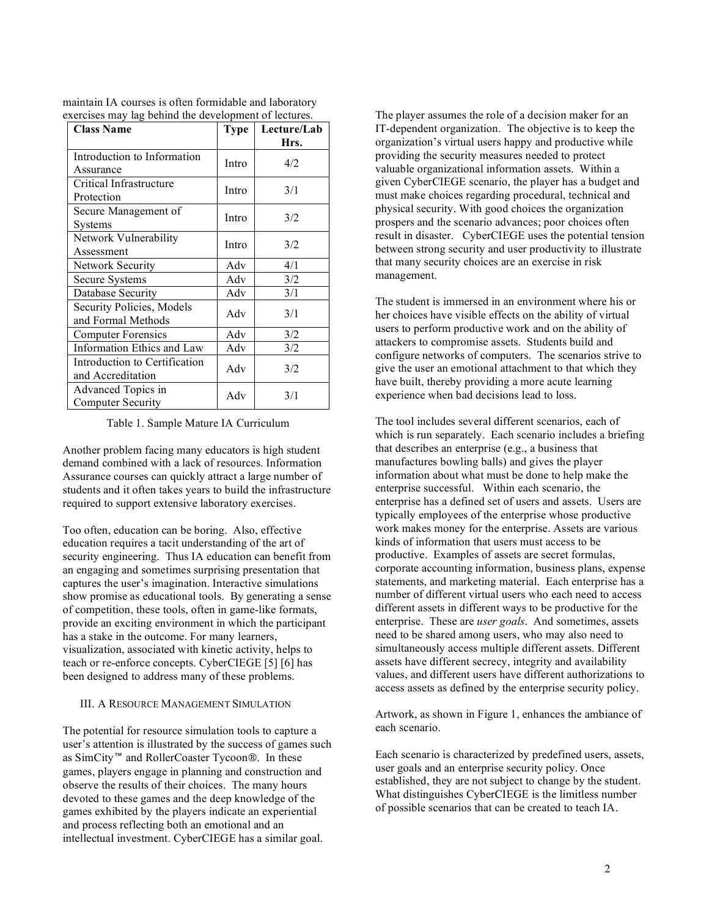maintain IA courses is often formidable and laboratory exercises may lag behind the development of lectures.

| Class Name | Type | Lecture/Lab Hrs. |
|---|---|---|
| Introduction to Information Assurance | Intro | 4/2 |
| Critical Infrastructure Protection | Intro | 3/1 |
| Secure Management of Systems | Intro | 3/2 |
| Network Vulnerability Assessment | Intro | 3/2 |
| Network Security | Adv | 4/1 |
| Secure Systems | Adv | 3/2 |
| Database Security | Adv | 3/1 |
| Security Policies, Models and Formal Methods | Adv | 3/1 |
| Computer Forensics | Adv | 3/2 |
| Information Ethics and Law | Adv | 3/2 |
| Introduction to Certification and Accreditation | Adv | 3/2 |
| Advanced Topics in Computer Security | Adv | 3/1 |

Table 1. Sample Mature IA Curriculum

Another problem facing many educators is high student demand combined with a lack of resources. Information Assurance courses can quickly attract a large number of students and it often takes years to build the infrastructure required to support extensive laboratory exercises.

Too often, education can be boring. Also, effective education requires a tacit understanding of the art of security engineering. Thus IA education can benefit from an engaging and sometimes surprising presentation that captures the user's imagination. Interactive simulations show promise as educational tools. By generating a sense of competition, these tools, often in game-like formats, provide an exciting environment in which the participant has a stake in the outcome. For many learners, visualization, associated with kinetic activity, helps to teach or re-enforce concepts. CyberCIEGE [5] [6] has been designed to address many of these problems.

## III. A Resource Management Simulation

The potential for resource simulation tools to capture a user's attention is illustrated by the success of games such as SimCity™ and RollerCoaster Tycoon®. In these games, players engage in planning and construction and observe the results of their choices. The many hours devoted to these games and the deep knowledge of the games exhibited by the players indicate an experiential and process reflecting both an emotional and an intellectual investment. CyberCIEGE has a similar goal.

The player assumes the role of a decision maker for an IT-dependent organization. The objective is to keep the organization's virtual users happy and productive while providing the security measures needed to protect valuable organizational information assets. Within a given CyberCIEGE scenario, the player has a budget and must make choices regarding procedural, technical and physical security. With good choices the organization prospers and the scenario advances; poor choices often result in disaster. CyberCIEGE uses the potential tension between strong security and user productivity to illustrate that many security choices are an exercise in risk management.

The student is immersed in an environment where his or her choices have visible effects on the ability of virtual users to perform productive work and on the ability of attackers to compromise assets. Students build and configure networks of computers. The scenarios strive to give the user an emotional attachment to that which they have built, thereby providing a more acute learning experience when bad decisions lead to loss.

The tool includes several different scenarios, each of which is run separately. Each scenario includes a briefing that describes an enterprise (e.g., a business that manufactures bowling balls) and gives the player information about what must be done to help make the enterprise successful. Within each scenario, the enterprise has a defined set of users and assets. Users are typically employees of the enterprise whose productive work makes money for the enterprise. Assets are various kinds of information that users must access to be productive. Examples of assets are secret formulas, corporate accounting information, business plans, expense statements, and marketing material. Each enterprise has a number of different virtual users who each need to access different assets in different ways to be productive for the enterprise. These are *user goals*. And sometimes, assets need to be shared among users, who may also need to simultaneously access multiple different assets. Different assets have different secrecy, integrity and availability values, and different users have different authorizations to access assets as defined by the enterprise security policy.

Artwork, as shown in Figure 1, enhances the ambiance of each scenario.

Each scenario is characterized by predefined users, assets, user goals and an enterprise security policy. Once established, they are not subject to change by the student. What distinguishes CyberCIEGE is the limitless number of possible scenarios that can be created to teach IA.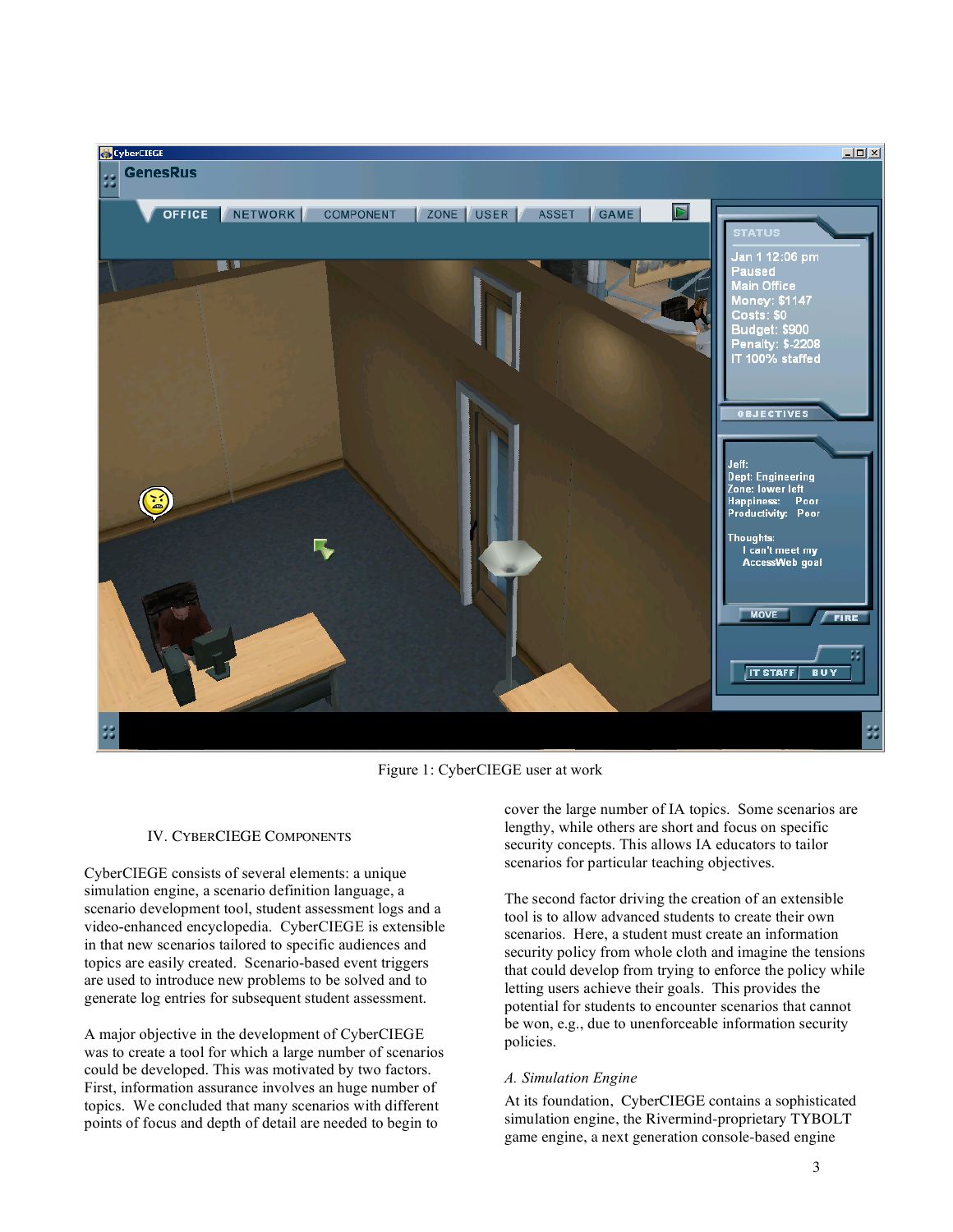Figure 1: CyberCIEGE user at work

## IV. CyberCIEGE Components

CyberCIEGE consists of several elements: a unique simulation engine, a scenario definition language, a scenario development tool, student assessment logs and a video-enhanced encyclopedia. CyberCIEGE is extensible in that new scenarios tailored to specific audiences and topics are easily created. Scenario-based event triggers are used to introduce new problems to be solved and to generate log entries for subsequent student assessment.

A major objective in the development of CyberCIEGE was to create a tool for which a large number of scenarios could be developed. This was motivated by two factors. First, information assurance involves an huge number of topics. We concluded that many scenarios with different points of focus and depth of detail are needed to begin to cover the large number of IA topics. Some scenarios are lengthy, while others are short and focus on specific security concepts. This allows IA educators to tailor scenarios for particular teaching objectives.

The second factor driving the creation of an extensible tool is to allow advanced students to create their own scenarios. Here, a student must create an information security policy from whole cloth and imagine the tensions that could develop from trying to enforce the policy while letting users achieve their goals. This provides the potential for students to encounter scenarios that cannot be won, e.g., due to unenforceable information security policies.

### *A. Simulation Engine*

At its foundation, CyberCIEGE contains a sophisticated simulation engine, the Rivermind-proprietary TYBOLT game engine, a next generation console-based engine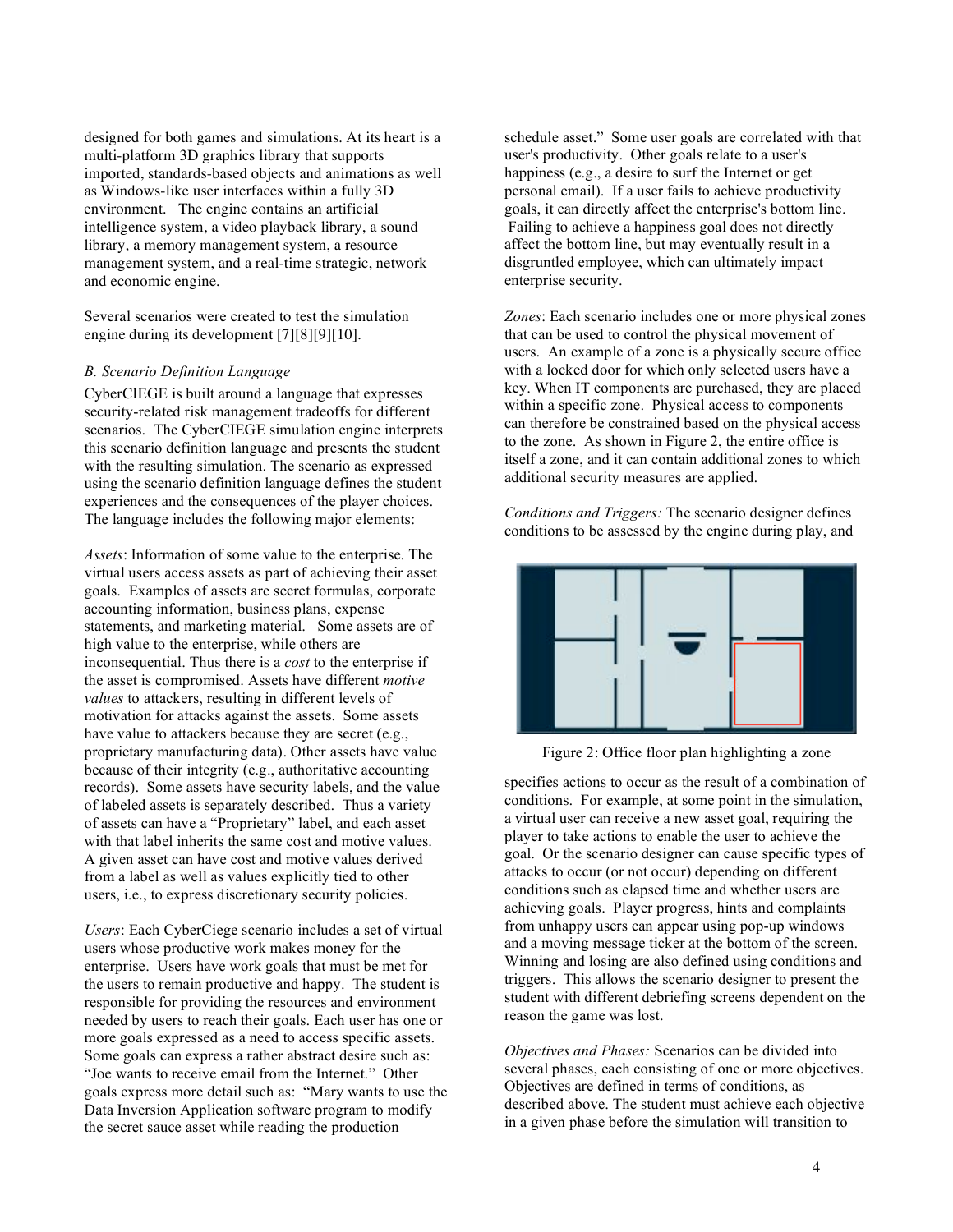designed for both games and simulations. At its heart is a multi-platform 3D graphics library that supports imported, standards-based objects and animations as well as Windows-like user interfaces within a fully 3D environment. The engine contains an artificial intelligence system, a video playback library, a sound library, a memory management system, a resource management system, and a real-time strategic, network and economic engine.

Several scenarios were created to test the simulation engine during its development [7][8][9][10].

### *B. Scenario Definition Language*

CyberCIEGE is built around a language that expresses security-related risk management tradeoffs for different scenarios. The CyberCIEGE simulation engine interprets this scenario definition language and presents the student with the resulting simulation. The scenario as expressed using the scenario definition language defines the student experiences and the consequences of the player choices. The language includes the following major elements:

*Assets*: Information of some value to the enterprise. The virtual users access assets as part of achieving their asset goals. Examples of assets are secret formulas, corporate accounting information, business plans, expense statements, and marketing material. Some assets are of high value to the enterprise, while others are inconsequential. Thus there is a *cost* to the enterprise if the asset is compromised. Assets have different *motive values* to attackers, resulting in different levels of motivation for attacks against the assets. Some assets have value to attackers because they are secret (e.g., proprietary manufacturing data). Other assets have value because of their integrity (e.g., authoritative accounting records). Some assets have security labels, and the value of labeled assets is separately described. Thus a variety of assets can have a "Proprietary" label, and each asset with that label inherits the same cost and motive values. A given asset can have cost and motive values derived from a label as well as values explicitly tied to other users, i.e., to express discretionary security policies.

*Users*: Each CyberCiege scenario includes a set of virtual users whose productive work makes money for the enterprise. Users have work goals that must be met for the users to remain productive and happy. The student is responsible for providing the resources and environment needed by users to reach their goals. Each user has one or more goals expressed as a need to access specific assets. Some goals can express a rather abstract desire such as: "Joe wants to receive email from the Internet." Other goals express more detail such as: "Mary wants to use the Data Inversion Application software program to modify the secret sauce asset while reading the production schedule asset." Some user goals are correlated with that user's productivity. Other goals relate to a user's happiness (e.g., a desire to surf the Internet or get personal email). If a user fails to achieve productivity goals, it can directly affect the enterprise's bottom line. Failing to achieve a happiness goal does not directly affect the bottom line, but may eventually result in a disgruntled employee, which can ultimately impact enterprise security.

*Zones*: Each scenario includes one or more physical zones that can be used to control the physical movement of users. An example of a zone is a physically secure office with a locked door for which only selected users have a key. When IT components are purchased, they are placed within a specific zone. Physical access to components can therefore be constrained based on the physical access to the zone. As shown in Figure 2, the entire office is itself a zone, and it can contain additional zones to which additional security measures are applied.

*Conditions and Triggers:* The scenario designer defines conditions to be assessed by the engine during play, and specifies actions to occur as the result of a combination of conditions. For example, at some point in the simulation, a virtual user can receive a new asset goal, requiring the player to take actions to enable the user to achieve the goal. Or the scenario designer can cause specific types of attacks to occur (or not occur) depending on different conditions such as elapsed time and whether users are achieving goals. Player progress, hints and complaints from unhappy users can appear using pop-up windows and a moving message ticker at the bottom of the screen. Winning and losing are also defined using conditions and triggers. This allows the scenario designer to present the student with different debriefing screens dependent on the reason the game was lost.

Figure 2: Office floor plan highlighting a zone

*Objectives and Phases:* Scenarios can be divided into several phases, each consisting of one or more objectives. Objectives are defined in terms of conditions, as described above. The student must achieve each objective in a given phase before the simulation will transition to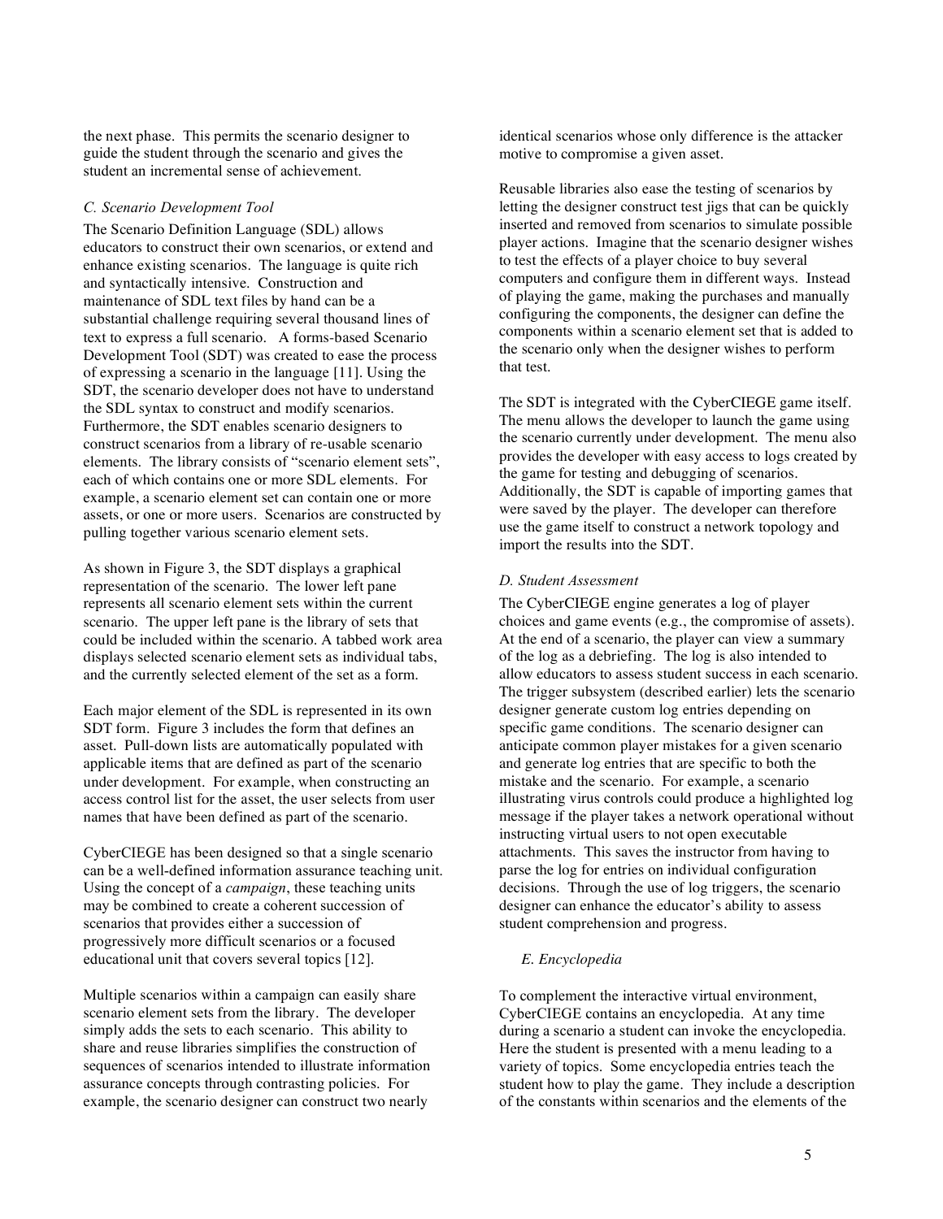the next phase. This permits the scenario designer to guide the student through the scenario and gives the student an incremental sense of achievement.

### *C. Scenario Development Tool*

The Scenario Definition Language (SDL) allows educators to construct their own scenarios, or extend and enhance existing scenarios. The language is quite rich and syntactically intensive. Construction and maintenance of SDL text files by hand can be a substantial challenge requiring several thousand lines of text to express a full scenario. A forms-based Scenario Development Tool (SDT) was created to ease the process of expressing a scenario in the language [11]. Using the SDT, the scenario developer does not have to understand the SDL syntax to construct and modify scenarios. Furthermore, the SDT enables scenario designers to construct scenarios from a library of re-usable scenario elements. The library consists of "scenario element sets", each of which contains one or more SDL elements. For example, a scenario element set can contain one or more assets, or one or more users. Scenarios are constructed by pulling together various scenario element sets.

As shown in Figure 3, the SDT displays a graphical representation of the scenario. The lower left pane represents all scenario element sets within the current scenario. The upper left pane is the library of sets that could be included within the scenario. A tabbed work area displays selected scenario element sets as individual tabs, and the currently selected element of the set as a form.

Each major element of the SDL is represented in its own SDT form. Figure 3 includes the form that defines an asset. Pull-down lists are automatically populated with applicable items that are defined as part of the scenario under development. For example, when constructing an access control list for the asset, the user selects from user names that have been defined as part of the scenario.

CyberCIEGE has been designed so that a single scenario can be a well-defined information assurance teaching unit. Using the concept of a *campaign*, these teaching units may be combined to create a coherent succession of scenarios that provides either a succession of progressively more difficult scenarios or a focused educational unit that covers several topics [12].

Multiple scenarios within a campaign can easily share scenario element sets from the library. The developer simply adds the sets to each scenario. This ability to share and reuse libraries simplifies the construction of sequences of scenarios intended to illustrate information assurance concepts through contrasting policies. For example, the scenario designer can construct two nearly identical scenarios whose only difference is the attacker motive to compromise a given asset.

Reusable libraries also ease the testing of scenarios by letting the designer construct test jigs that can be quickly inserted and removed from scenarios to simulate possible player actions. Imagine that the scenario designer wishes to test the effects of a player choice to buy several computers and configure them in different ways. Instead of playing the game, making the purchases and manually configuring the components, the designer can define the components within a scenario element set that is added to the scenario only when the designer wishes to perform that test.

The SDT is integrated with the CyberCIEGE game itself. The menu allows the developer to launch the game using the scenario currently under development. The menu also provides the developer with easy access to logs created by the game for testing and debugging of scenarios. Additionally, the SDT is capable of importing games that were saved by the player. The developer can therefore use the game itself to construct a network topology and import the results into the SDT.

### *D. Student Assessment*

The CyberCIEGE engine generates a log of player choices and game events (e.g., the compromise of assets). At the end of a scenario, the player can view a summary of the log as a debriefing. The log is also intended to allow educators to assess student success in each scenario. The trigger subsystem (described earlier) lets the scenario designer generate custom log entries depending on specific game conditions. The scenario designer can anticipate common player mistakes for a given scenario and generate log entries that are specific to both the mistake and the scenario. For example, a scenario illustrating virus controls could produce a highlighted log message if the player takes a network operational without instructing virtual users to not open executable attachments. This saves the instructor from having to parse the log for entries on individual configuration decisions. Through the use of log triggers, the scenario designer can enhance the educator's ability to assess student comprehension and progress.

### *E. Encyclopedia*

To complement the interactive virtual environment, CyberCIEGE contains an encyclopedia. At any time during a scenario a student can invoke the encyclopedia. Here the student is presented with a menu leading to a variety of topics. Some encyclopedia entries teach the student how to play the game. They include a description of the constants within scenarios and the elements of the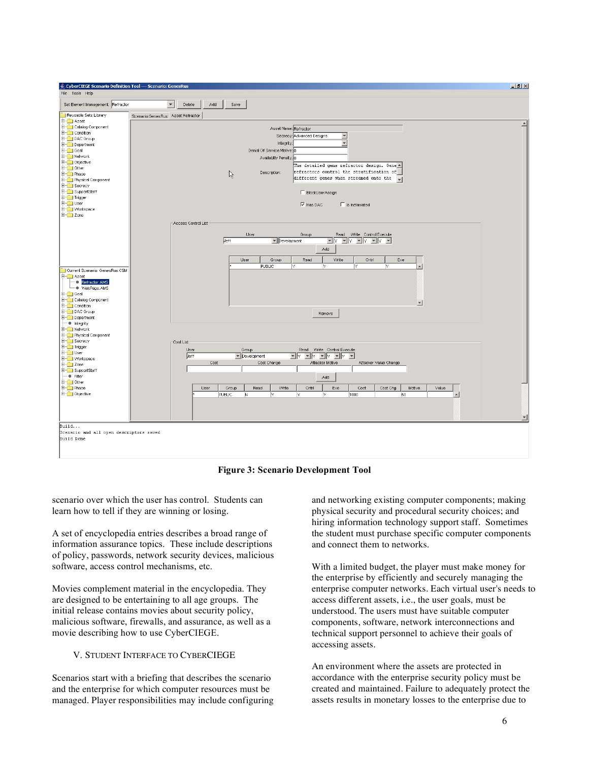**Figure 3: Scenario Development Tool**

scenario over which the user has control. Students can learn how to tell if they are winning or losing.

A set of encyclopedia entries describes a broad range of information assurance topics. These include descriptions of policy, passwords, network security devices, malicious software, access control mechanisms, etc.

Movies complement material in the encyclopedia. They are designed to be entertaining to all age groups. The initial release contains movies about security policy, malicious software, firewalls, and assurance, as well as a movie describing how to use CyberCIEGE.

## V. STUDENT INTERFACE TO CYBERCIEGE

Scenarios start with a briefing that describes the scenario and the enterprise for which computer resources must be managed. Player responsibilities may include configuring and networking existing computer components; making physical security and procedural security choices; and hiring information technology support staff. Sometimes the student must purchase specific computer components and connect them to networks.

With a limited budget, the player must make money for the enterprise by efficiently and securely managing the enterprise computer networks. Each virtual user's needs to access different assets, i.e., the user goals, must be understood. The users must have suitable computer components, software, network interconnections and technical support personnel to achieve their goals of accessing assets.

An environment where the assets are protected in accordance with the enterprise security policy must be created and maintained. Failure to adequately protect the assets results in monetary losses to the enterprise due to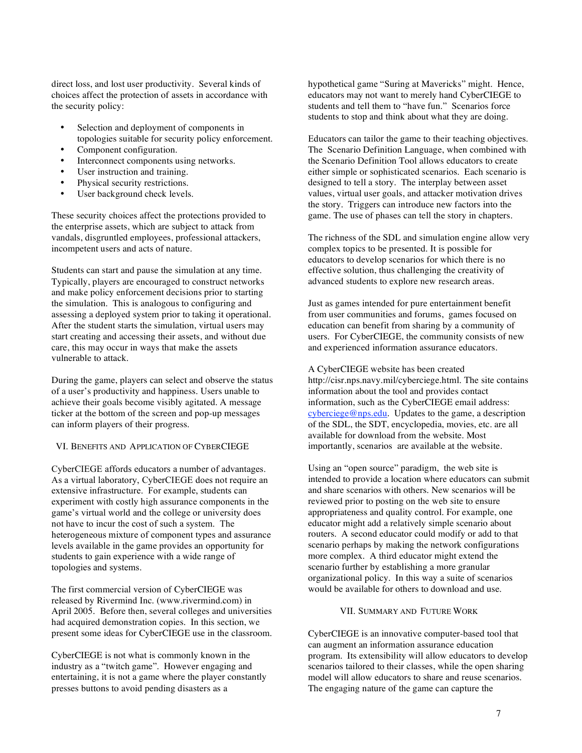direct loss, and lost user productivity. Several kinds of choices affect the protection of assets in accordance with the security policy:

- Selection and deployment of components in topologies suitable for security policy enforcement.
- Component configuration.
- Interconnect components using networks.
- User instruction and training.
- Physical security restrictions.
- User background check levels.

These security choices affect the protections provided to the enterprise assets, which are subject to attack from vandals, disgruntled employees, professional attackers, incompetent users and acts of nature.

Students can start and pause the simulation at any time. Typically, players are encouraged to construct networks and make policy enforcement decisions prior to starting the simulation. This is analogous to configuring and assessing a deployed system prior to taking it operational. After the student starts the simulation, virtual users may start creating and accessing their assets, and without due care, this may occur in ways that make the assets vulnerable to attack.

During the game, players can select and observe the status of a user's productivity and happiness. Users unable to achieve their goals become visibly agitated. A message ticker at the bottom of the screen and pop-up messages can inform players of their progress.

## VI. Benefits and Application of CyberCIEGE

CyberCIEGE affords educators a number of advantages. As a virtual laboratory, CyberCIEGE does not require an extensive infrastructure. For example, students can experiment with costly high assurance components in the game's virtual world and the college or university does not have to incur the cost of such a system. The heterogeneous mixture of component types and assurance levels available in the game provides an opportunity for students to gain experience with a wide range of topologies and systems.

The first commercial version of CyberCIEGE was released by Rivermind Inc. (www.rivermind.com) in April 2005. Before then, several colleges and universities had acquired demonstration copies. In this section, we present some ideas for CyberCIEGE use in the classroom.

CyberCIEGE is not what is commonly known in the industry as a "twitch game". However engaging and entertaining, it is not a game where the player constantly presses buttons to avoid pending disasters as a hypothetical game "Suring at Mavericks" might. Hence, educators may not want to merely hand CyberCIEGE to students and tell them to "have fun." Scenarios force students to stop and think about what they are doing.

Educators can tailor the game to their teaching objectives. The Scenario Definition Language, when combined with the Scenario Definition Tool allows educators to create either simple or sophisticated scenarios. Each scenario is designed to tell a story. The interplay between asset values, virtual user goals, and attacker motivation drives the story. Triggers can introduce new factors into the game. The use of phases can tell the story in chapters.

The richness of the SDL and simulation engine allow very complex topics to be presented. It is possible for educators to develop scenarios for which there is no effective solution, thus challenging the creativity of advanced students to explore new research areas.

Just as games intended for pure entertainment benefit from user communities and forums, games focused on education can benefit from sharing by a community of users. For CyberCIEGE, the community consists of new and experienced information assurance educators.

A CyberCIEGE website has been created http://cisr.nps.navy.mil/cyberciege.html. The site contains information about the tool and provides contact information, such as the CyberCIEGE email address: cyberciege@nps.edu. Updates to the game, a description of the SDL, the SDT, encyclopedia, movies, etc. are all available for download from the website. Most importantly, scenarios are available at the website.

Using an "open source" paradigm, the web site is intended to provide a location where educators can submit and share scenarios with others. New scenarios will be reviewed prior to posting on the web site to ensure appropriateness and quality control. For example, one educator might add a relatively simple scenario about routers. A second educator could modify or add to that scenario perhaps by making the network configurations more complex. A third educator might extend the scenario further by establishing a more granular organizational policy. In this way a suite of scenarios would be available for others to download and use.

## VII. Summary and Future Work

CyberCIEGE is an innovative computer-based tool that can augment an information assurance education program. Its extensibility will allow educators to develop scenarios tailored to their classes, while the open sharing model will allow educators to share and reuse scenarios. The engaging nature of the game can capture the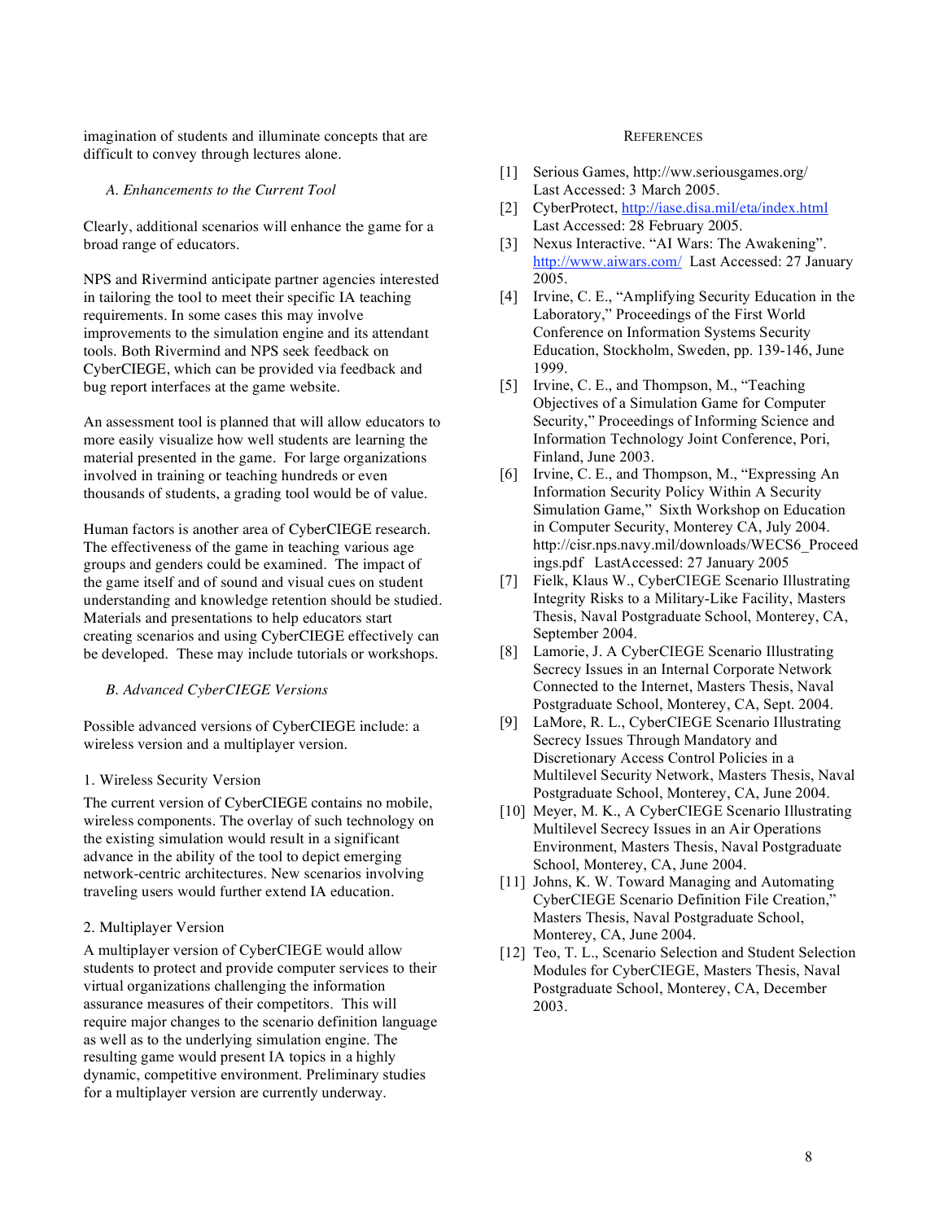imagination of students and illuminate concepts that are difficult to convey through lectures alone.

### *A. Enhancements to the Current Tool*

Clearly, additional scenarios will enhance the game for a broad range of educators.

NPS and Rivermind anticipate partner agencies interested in tailoring the tool to meet their specific IA teaching requirements. In some cases this may involve improvements to the simulation engine and its attendant tools. Both Rivermind and NPS seek feedback on CyberCIEGE, which can be provided via feedback and bug report interfaces at the game website.

An assessment tool is planned that will allow educators to more easily visualize how well students are learning the material presented in the game. For large organizations involved in training or teaching hundreds or even thousands of students, a grading tool would be of value.

Human factors is another area of CyberCIEGE research. The effectiveness of the game in teaching various age groups and genders could be examined. The impact of the game itself and of sound and visual cues on student understanding and knowledge retention should be studied. Materials and presentations to help educators start creating scenarios and using CyberCIEGE effectively can be developed. These may include tutorials or workshops.

### *B. Advanced CyberCIEGE Versions*

Possible advanced versions of CyberCIEGE include: a wireless version and a multiplayer version.

#### 1. Wireless Security Version

The current version of CyberCIEGE contains no mobile, wireless components. The overlay of such technology on the existing simulation would result in a significant advance in the ability of the tool to depict emerging network-centric architectures. New scenarios involving traveling users would further extend IA education.

#### 2. Multiplayer Version

A multiplayer version of CyberCIEGE would allow students to protect and provide computer services to their virtual organizations challenging the information assurance measures of their competitors. This will require major changes to the scenario definition language as well as to the underlying simulation engine. The resulting game would present IA topics in a highly dynamic, competitive environment. Preliminary studies for a multiplayer version are currently underway.

## References

[1] Serious Games, http://ww.seriousgames.org/ Last Accessed: 3 March 2005.

[2] CyberProtect, http://iase.disa.mil/eta/index.html Last Accessed: 28 February 2005.

[3] Nexus Interactive. “AI Wars: The Awakening”. http://www.aiwars.com/ Last Accessed: 27 January 2005.

[4] Irvine, C. E., “Amplifying Security Education in the Laboratory,” Proceedings of the First World Conference on Information Systems Security Education, Stockholm, Sweden, pp. 139-146, June 1999.

[5] Irvine, C. E., and Thompson, M., “Teaching Objectives of a Simulation Game for Computer Security,” Proceedings of Informing Science and Information Technology Joint Conference, Pori, Finland, June 2003.

[6] Irvine, C. E., and Thompson, M., “Expressing An Information Security Policy Within A Security Simulation Game,” Sixth Workshop on Education in Computer Security, Monterey CA, July 2004. http://cisr.nps.navy.mil/downloads/WECS6_Proceedings.pdf LastAccessed: 27 January 2005

[7] Fielk, Klaus W., CyberCIEGE Scenario Illustrating Integrity Risks to a Military-Like Facility, Masters Thesis, Naval Postgraduate School, Monterey, CA, September 2004.

[8] Lamorie, J. A CyberCIEGE Scenario Illustrating Secrecy Issues in an Internal Corporate Network Connected to the Internet, Masters Thesis, Naval Postgraduate School, Monterey, CA, Sept. 2004.

[9] LaMore, R. L., CyberCIEGE Scenario Illustrating Secrecy Issues Through Mandatory and Discretionary Access Control Policies in a Multilevel Security Network, Masters Thesis, Naval Postgraduate School, Monterey, CA, June 2004.

[10] Meyer, M. K., A CyberCIEGE Scenario Illustrating Multilevel Secrecy Issues in an Air Operations Environment, Masters Thesis, Naval Postgraduate School, Monterey, CA, June 2004.

[11] Johns, K. W. Toward Managing and Automating CyberCIEGE Scenario Definition File Creation,” Masters Thesis, Naval Postgraduate School, Monterey, CA, June 2004.

[12] Teo, T. L., Scenario Selection and Student Selection Modules for CyberCIEGE, Masters Thesis, Naval Postgraduate School, Monterey, CA, December 2003.